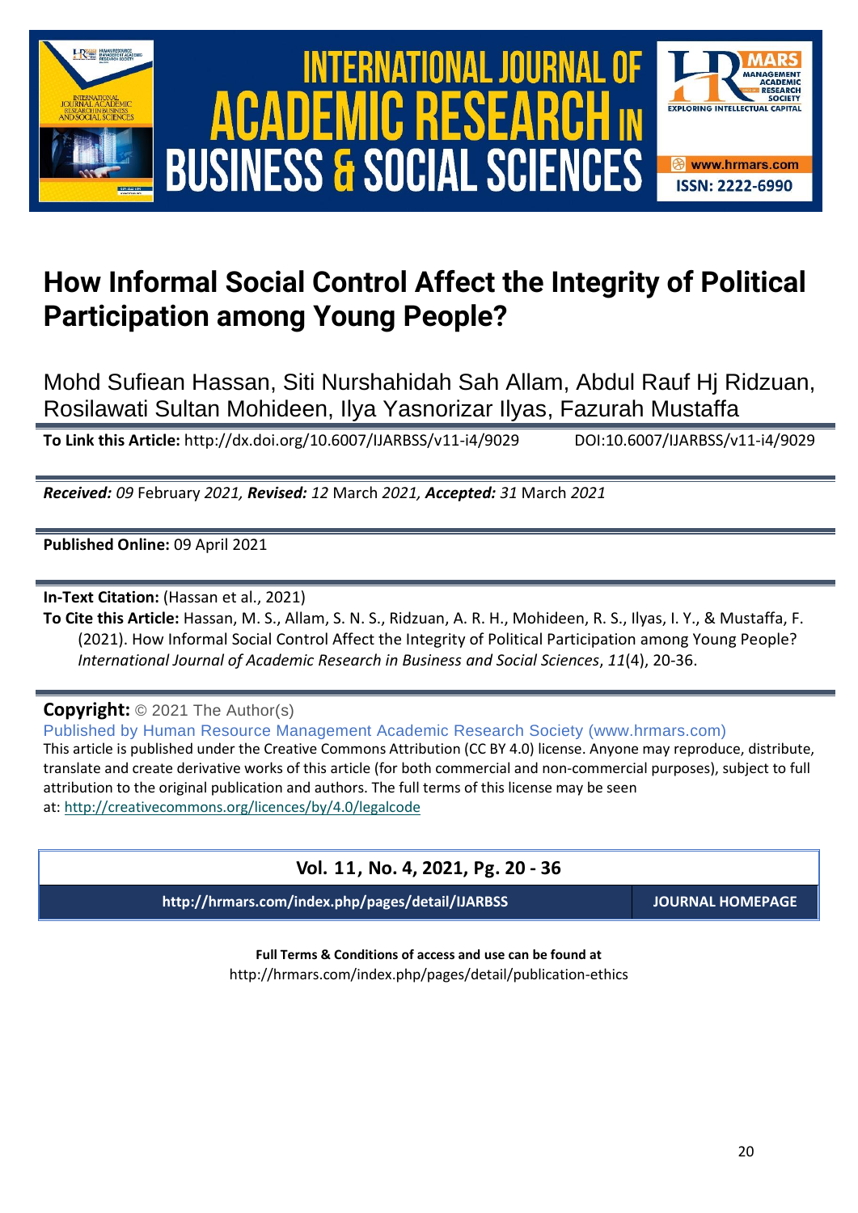# How Informal Social Control Affect the Integrity of Political Participation among Young People?

Mohd Sufiean Hassan, Siti Nurshahidah Sah Allam, Abdul Rauf Hj Ridzuan, Rosilawati Sultan Mohideen, Ilya Yasnorizar Ilyas, Fazurah Mustaffa

**To Link this Article:** http://dx.doi.org/10.6007/IJARBSS/v11-i4/9029 DOI:10.6007/IJARBSS/v11-i4/9029

***Received:** 09* February *2021, **Revised:** 12* March *2021, **Accepted:** 31* March *2021*

**Published Online:** 09 April 2021

**In-Text Citation:** (Hassan et al., 2021)

**To Cite this Article:** Hassan, M. S., Allam, S. N. S., Ridzuan, A. R. H., Mohideen, R. S., Ilyas, I. Y., & Mustaffa, F. (2021). How Informal Social Control Affect the Integrity of Political Participation among Young People? *International Journal of Academic Research in Business and Social Sciences*, *11*(4), 20-36.

**Copyright:** © 2021 The Author(s)

Published by Human Resource Management Academic Research Society (www.hrmars.com)

This article is published under the Creative Commons Attribution (CC BY 4.0) license. Anyone may reproduce, distribute, translate and create derivative works of this article (for both commercial and non-commercial purposes), subject to full attribution to the original publication and authors. The full terms of this license may be seen at: http://creativecommons.org/licences/by/4.0/legalcode

**Vol. 11, No. 4, 2021, Pg. 20 - 36**

**http://hrmars.com/index.php/pages/detail/IJARBSS** **JOURNAL HOMEPAGE**

**Full Terms & Conditions of access and use can be found at**
http://hrmars.com/index.php/pages/detail/publication-ethics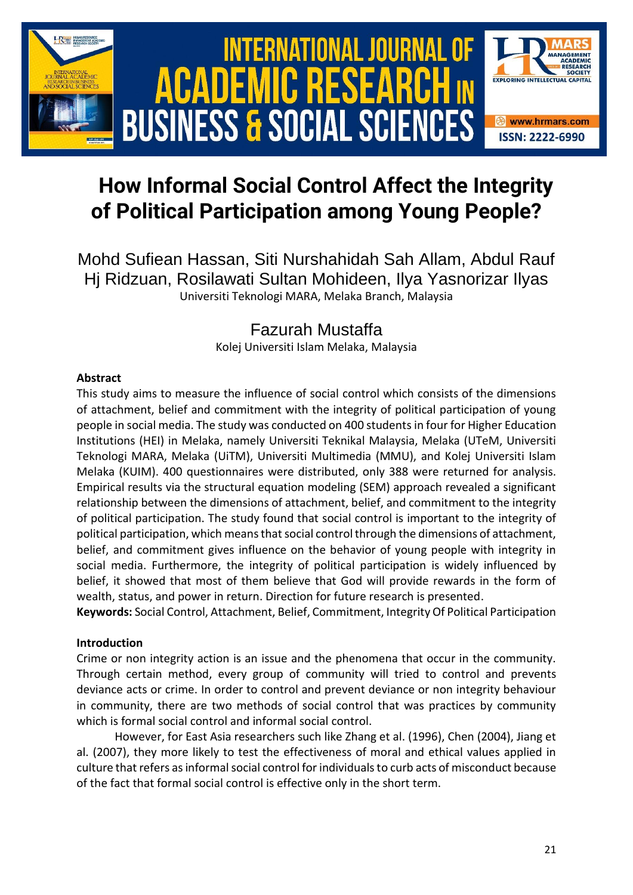# How Informal Social Control Affect the Integrity of Political Participation among Young People?

Mohd Sufiean Hassan, Siti Nurshahidah Sah Allam, Abdul Rauf Hj Ridzuan, Rosilawati Sultan Mohideen, Ilya Yasnorizar Ilyas
Universiti Teknologi MARA, Melaka Branch, Malaysia

Fazurah Mustaffa
Kolej Universiti Islam Melaka, Malaysia

**Abstract**

This study aims to measure the influence of social control which consists of the dimensions of attachment, belief and commitment with the integrity of political participation of young people in social media. The study was conducted on 400 students in four for Higher Education Institutions (HEI) in Melaka, namely Universiti Teknikal Malaysia, Melaka (UTeM, Universiti Teknologi MARA, Melaka (UiTM), Universiti Multimedia (MMU), and Kolej Universiti Islam Melaka (KUIM). 400 questionnaires were distributed, only 388 were returned for analysis. Empirical results via the structural equation modeling (SEM) approach revealed a significant relationship between the dimensions of attachment, belief, and commitment to the integrity of political participation. The study found that social control is important to the integrity of political participation, which means that social control through the dimensions of attachment, belief, and commitment gives influence on the behavior of young people with integrity in social media. Furthermore, the integrity of political participation is widely influenced by belief, it showed that most of them believe that God will provide rewards in the form of wealth, status, and power in return. Direction for future research is presented.

**Keywords:** Social Control, Attachment, Belief, Commitment, Integrity Of Political Participation

**Introduction**

Crime or non integrity action is an issue and the phenomena that occur in the community. Through certain method, every group of community will tried to control and prevents deviance acts or crime. In order to control and prevent deviance or non integrity behaviour in community, there are two methods of social control that was practices by community which is formal social control and informal social control.

However, for East Asia researchers such like Zhang et al. (1996), Chen (2004), Jiang et al. (2007), they more likely to test the effectiveness of moral and ethical values applied in culture that refers as informal social control for individuals to curb acts of misconduct because of the fact that formal social control is effective only in the short term.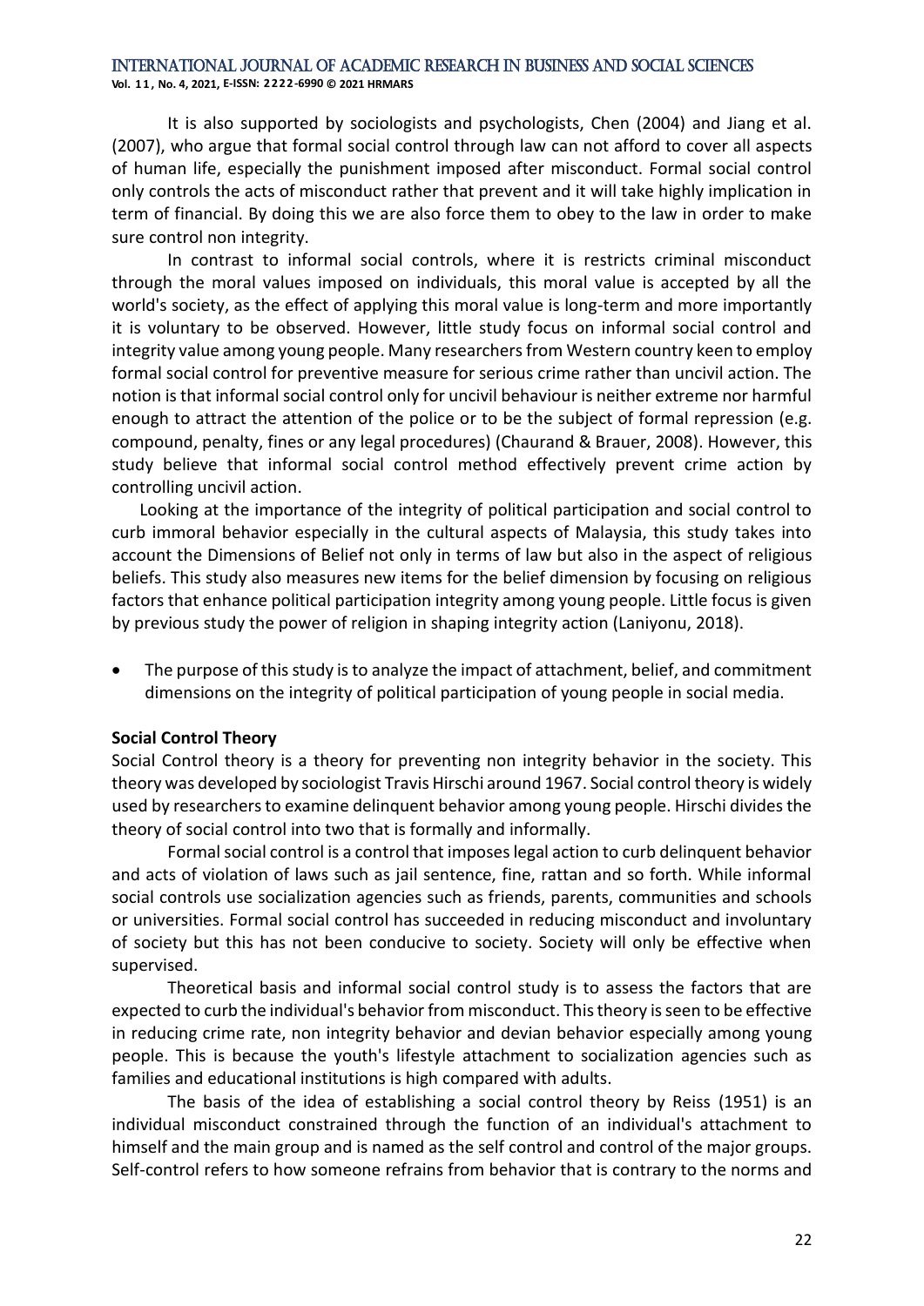It is also supported by sociologists and psychologists, Chen (2004) and Jiang et al. (2007), who argue that formal social control through law can not afford to cover all aspects of human life, especially the punishment imposed after misconduct. Formal social control only controls the acts of misconduct rather that prevent and it will take highly implication in term of financial. By doing this we are also force them to obey to the law in order to make sure control non integrity.

In contrast to informal social controls, where it is restricts criminal misconduct through the moral values imposed on individuals, this moral value is accepted by all the world's society, as the effect of applying this moral value is long-term and more importantly it is voluntary to be observed. However, little study focus on informal social control and integrity value among young people. Many researchers from Western country keen to employ formal social control for preventive measure for serious crime rather than uncivil action. The notion is that informal social control only for uncivil behaviour is neither extreme nor harmful enough to attract the attention of the police or to be the subject of formal repression (e.g. compound, penalty, fines or any legal procedures) (Chaurand & Brauer, 2008). However, this study believe that informal social control method effectively prevent crime action by controlling uncivil action.

Looking at the importance of the integrity of political participation and social control to curb immoral behavior especially in the cultural aspects of Malaysia, this study takes into account the Dimensions of Belief not only in terms of law but also in the aspect of religious beliefs. This study also measures new items for the belief dimension by focusing on religious factors that enhance political participation integrity among young people. Little focus is given by previous study the power of religion in shaping integrity action (Laniyonu, 2018).

- The purpose of this study is to analyze the impact of attachment, belief, and commitment dimensions on the integrity of political participation of young people in social media.

**Social Control Theory**

Social Control theory is a theory for preventing non integrity behavior in the society. This theory was developed by sociologist Travis Hirschi around 1967. Social control theory is widely used by researchers to examine delinquent behavior among young people. Hirschi divides the theory of social control into two that is formally and informally.

Formal social control is a control that imposes legal action to curb delinquent behavior and acts of violation of laws such as jail sentence, fine, rattan and so forth. While informal social controls use socialization agencies such as friends, parents, communities and schools or universities. Formal social control has succeeded in reducing misconduct and involuntary of society but this has not been conducive to society. Society will only be effective when supervised.

Theoretical basis and informal social control study is to assess the factors that are expected to curb the individual's behavior from misconduct. This theory is seen to be effective in reducing crime rate, non integrity behavior and devian behavior especially among young people. This is because the youth's lifestyle attachment to socialization agencies such as families and educational institutions is high compared with adults.

The basis of the idea of establishing a social control theory by Reiss (1951) is an individual misconduct constrained through the function of an individual's attachment to himself and the main group and is named as the self control and control of the major groups. Self-control refers to how someone refrains from behavior that is contrary to the norms and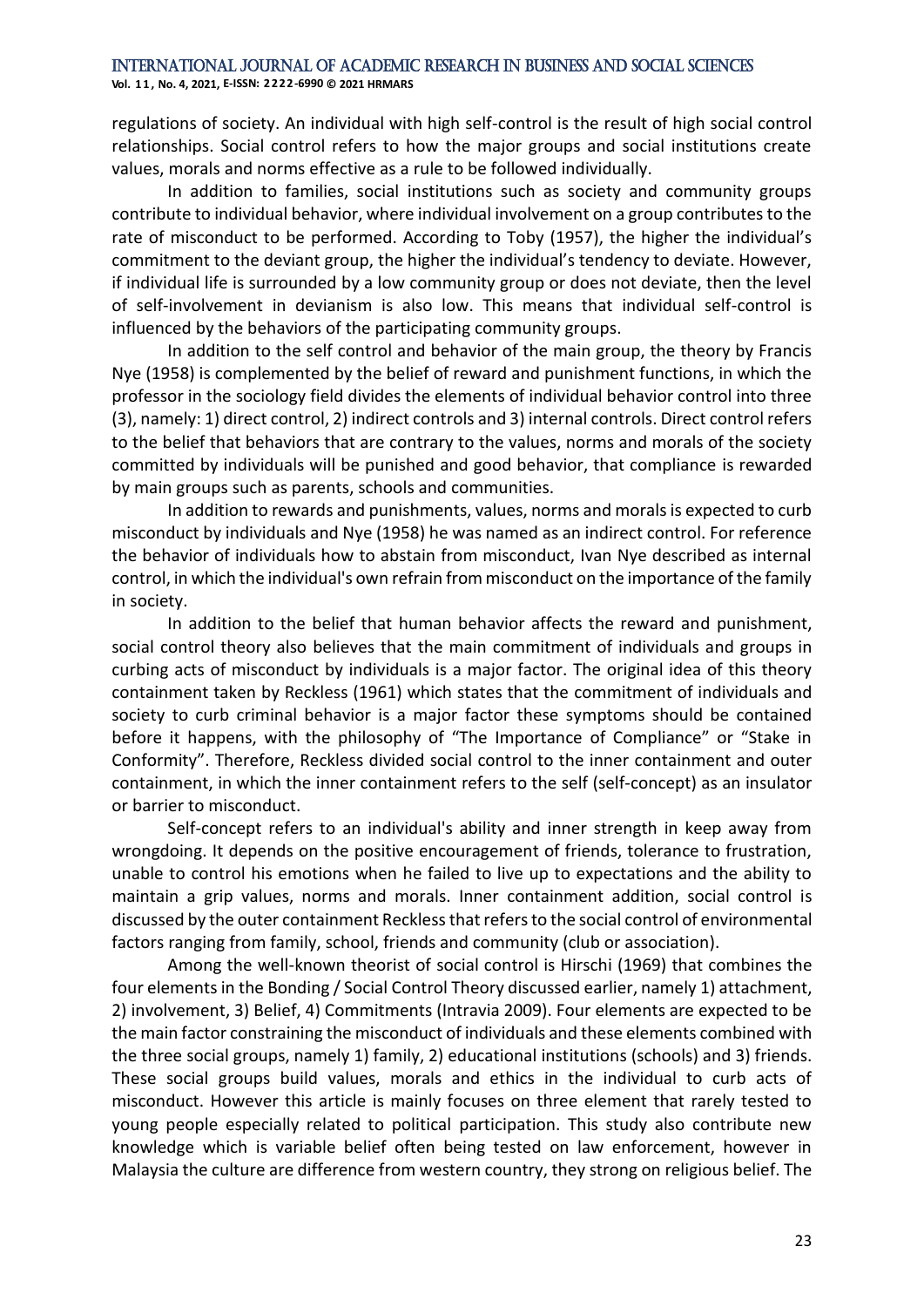regulations of society. An individual with high self-control is the result of high social control relationships. Social control refers to how the major groups and social institutions create values, morals and norms effective as a rule to be followed individually.

In addition to families, social institutions such as society and community groups contribute to individual behavior, where individual involvement on a group contributes to the rate of misconduct to be performed. According to Toby (1957), the higher the individual's commitment to the deviant group, the higher the individual's tendency to deviate. However, if individual life is surrounded by a low community group or does not deviate, then the level of self-involvement in devianism is also low. This means that individual self-control is influenced by the behaviors of the participating community groups.

In addition to the self control and behavior of the main group, the theory by Francis Nye (1958) is complemented by the belief of reward and punishment functions, in which the professor in the sociology field divides the elements of individual behavior control into three (3), namely: 1) direct control, 2) indirect controls and 3) internal controls. Direct control refers to the belief that behaviors that are contrary to the values, norms and morals of the society committed by individuals will be punished and good behavior, that compliance is rewarded by main groups such as parents, schools and communities.

In addition to rewards and punishments, values, norms and morals is expected to curb misconduct by individuals and Nye (1958) he was named as an indirect control. For reference the behavior of individuals how to abstain from misconduct, Ivan Nye described as internal control, in which the individual's own refrain from misconduct on the importance of the family in society.

In addition to the belief that human behavior affects the reward and punishment, social control theory also believes that the main commitment of individuals and groups in curbing acts of misconduct by individuals is a major factor. The original idea of this theory containment taken by Reckless (1961) which states that the commitment of individuals and society to curb criminal behavior is a major factor these symptoms should be contained before it happens, with the philosophy of "The Importance of Compliance" or "Stake in Conformity". Therefore, Reckless divided social control to the inner containment and outer containment, in which the inner containment refers to the self (self-concept) as an insulator or barrier to misconduct.

Self-concept refers to an individual's ability and inner strength in keep away from wrongdoing. It depends on the positive encouragement of friends, tolerance to frustration, unable to control his emotions when he failed to live up to expectations and the ability to maintain a grip values, norms and morals. Inner containment addition, social control is discussed by the outer containment Reckless that refers to the social control of environmental factors ranging from family, school, friends and community (club or association).

Among the well-known theorist of social control is Hirschi (1969) that combines the four elements in the Bonding / Social Control Theory discussed earlier, namely 1) attachment, 2) involvement, 3) Belief, 4) Commitments (Intravia 2009). Four elements are expected to be the main factor constraining the misconduct of individuals and these elements combined with the three social groups, namely 1) family, 2) educational institutions (schools) and 3) friends. These social groups build values, morals and ethics in the individual to curb acts of misconduct. However this article is mainly focuses on three element that rarely tested to young people especially related to political participation. This study also contribute new knowledge which is variable belief often being tested on law enforcement, however in Malaysia the culture are difference from western country, they strong on religious belief. The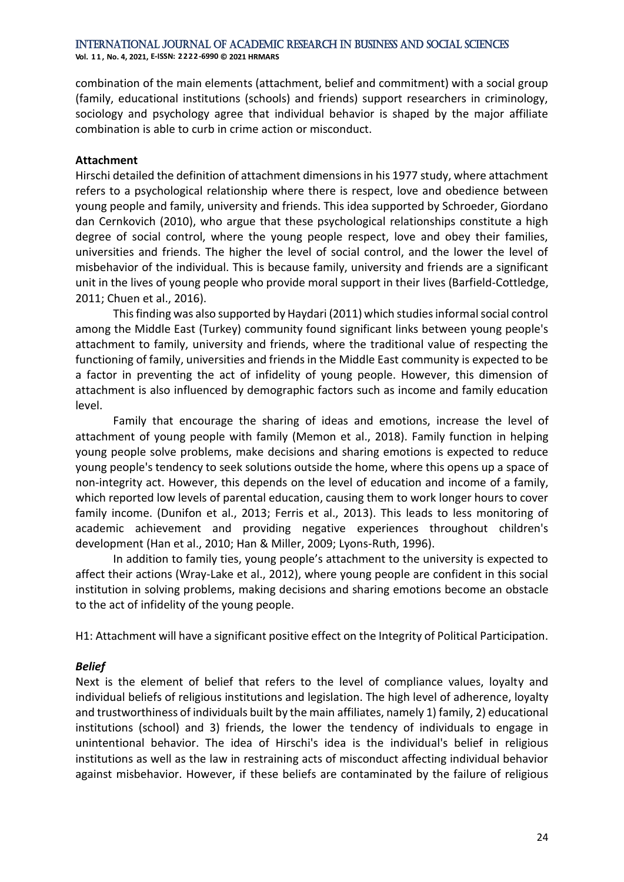combination of the main elements (attachment, belief and commitment) with a social group (family, educational institutions (schools) and friends) support researchers in criminology, sociology and psychology agree that individual behavior is shaped by the major affiliate combination is able to curb in crime action or misconduct.

**Attachment**

Hirschi detailed the definition of attachment dimensions in his 1977 study, where attachment refers to a psychological relationship where there is respect, love and obedience between young people and family, university and friends. This idea supported by Schroeder, Giordano dan Cernkovich (2010), who argue that these psychological relationships constitute a high degree of social control, where the young people respect, love and obey their families, universities and friends. The higher the level of social control, and the lower the level of misbehavior of the individual. This is because family, university and friends are a significant unit in the lives of young people who provide moral support in their lives (Barfield-Cottledge, 2011; Chuen et al., 2016).

This finding was also supported by Haydari (2011) which studies informal social control among the Middle East (Turkey) community found significant links between young people's attachment to family, university and friends, where the traditional value of respecting the functioning of family, universities and friends in the Middle East community is expected to be a factor in preventing the act of infidelity of young people. However, this dimension of attachment is also influenced by demographic factors such as income and family education level.

Family that encourage the sharing of ideas and emotions, increase the level of attachment of young people with family (Memon et al., 2018). Family function in helping young people solve problems, make decisions and sharing emotions is expected to reduce young people's tendency to seek solutions outside the home, where this opens up a space of non-integrity act. However, this depends on the level of education and income of a family, which reported low levels of parental education, causing them to work longer hours to cover family income. (Dunifon et al., 2013; Ferris et al., 2013). This leads to less monitoring of academic achievement and providing negative experiences throughout children's development (Han et al., 2010; Han & Miller, 2009; Lyons-Ruth, 1996).

In addition to family ties, young people's attachment to the university is expected to affect their actions (Wray-Lake et al., 2012), where young people are confident in this social institution in solving problems, making decisions and sharing emotions become an obstacle to the act of infidelity of the young people.

H1: Attachment will have a significant positive effect on the Integrity of Political Participation.

***Belief***

Next is the element of belief that refers to the level of compliance values, loyalty and individual beliefs of religious institutions and legislation. The high level of adherence, loyalty and trustworthiness of individuals built by the main affiliates, namely 1) family, 2) educational institutions (school) and 3) friends, the lower the tendency of individuals to engage in unintentional behavior. The idea of Hirschi's idea is the individual's belief in religious institutions as well as the law in restraining acts of misconduct affecting individual behavior against misbehavior. However, if these beliefs are contaminated by the failure of religious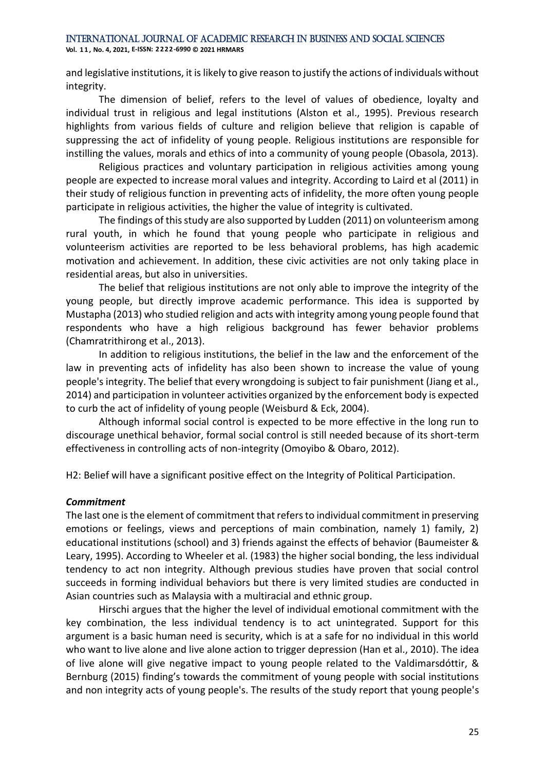and legislative institutions, it is likely to give reason to justify the actions of individuals without integrity.

The dimension of belief, refers to the level of values of obedience, loyalty and individual trust in religious and legal institutions (Alston et al., 1995). Previous research highlights from various fields of culture and religion believe that religion is capable of suppressing the act of infidelity of young people. Religious institutions are responsible for instilling the values, morals and ethics of into a community of young people (Obasola, 2013).

Religious practices and voluntary participation in religious activities among young people are expected to increase moral values and integrity. According to Laird et al (2011) in their study of religious function in preventing acts of infidelity, the more often young people participate in religious activities, the higher the value of integrity is cultivated.

The findings of this study are also supported by Ludden (2011) on volunteerism among rural youth, in which he found that young people who participate in religious and volunteerism activities are reported to be less behavioral problems, has high academic motivation and achievement. In addition, these civic activities are not only taking place in residential areas, but also in universities.

The belief that religious institutions are not only able to improve the integrity of the young people, but directly improve academic performance. This idea is supported by Mustapha (2013) who studied religion and acts with integrity among young people found that respondents who have a high religious background has fewer behavior problems (Chamratrithirong et al., 2013).

In addition to religious institutions, the belief in the law and the enforcement of the law in preventing acts of infidelity has also been shown to increase the value of young people's integrity. The belief that every wrongdoing is subject to fair punishment (Jiang et al., 2014) and participation in volunteer activities organized by the enforcement body is expected to curb the act of infidelity of young people (Weisburd & Eck, 2004).

Although informal social control is expected to be more effective in the long run to discourage unethical behavior, formal social control is still needed because of its short-term effectiveness in controlling acts of non-integrity (Omoyibo & Obaro, 2012).

H2: Belief will have a significant positive effect on the Integrity of Political Participation.

***Commitment***

The last one is the element of commitment that refers to individual commitment in preserving emotions or feelings, views and perceptions of main combination, namely 1) family, 2) educational institutions (school) and 3) friends against the effects of behavior (Baumeister & Leary, 1995). According to Wheeler et al. (1983) the higher social bonding, the less individual tendency to act non integrity. Although previous studies have proven that social control succeeds in forming individual behaviors but there is very limited studies are conducted in Asian countries such as Malaysia with a multiracial and ethnic group.

Hirschi argues that the higher the level of individual emotional commitment with the key combination, the less individual tendency is to act unintegrated. Support for this argument is a basic human need is security, which is at a safe for no individual in this world who want to live alone and live alone action to trigger depression (Han et al., 2010). The idea of live alone will give negative impact to young people related to the Valdimarsdóttir, & Bernburg (2015) finding's towards the commitment of young people with social institutions and non integrity acts of young people's. The results of the study report that young people's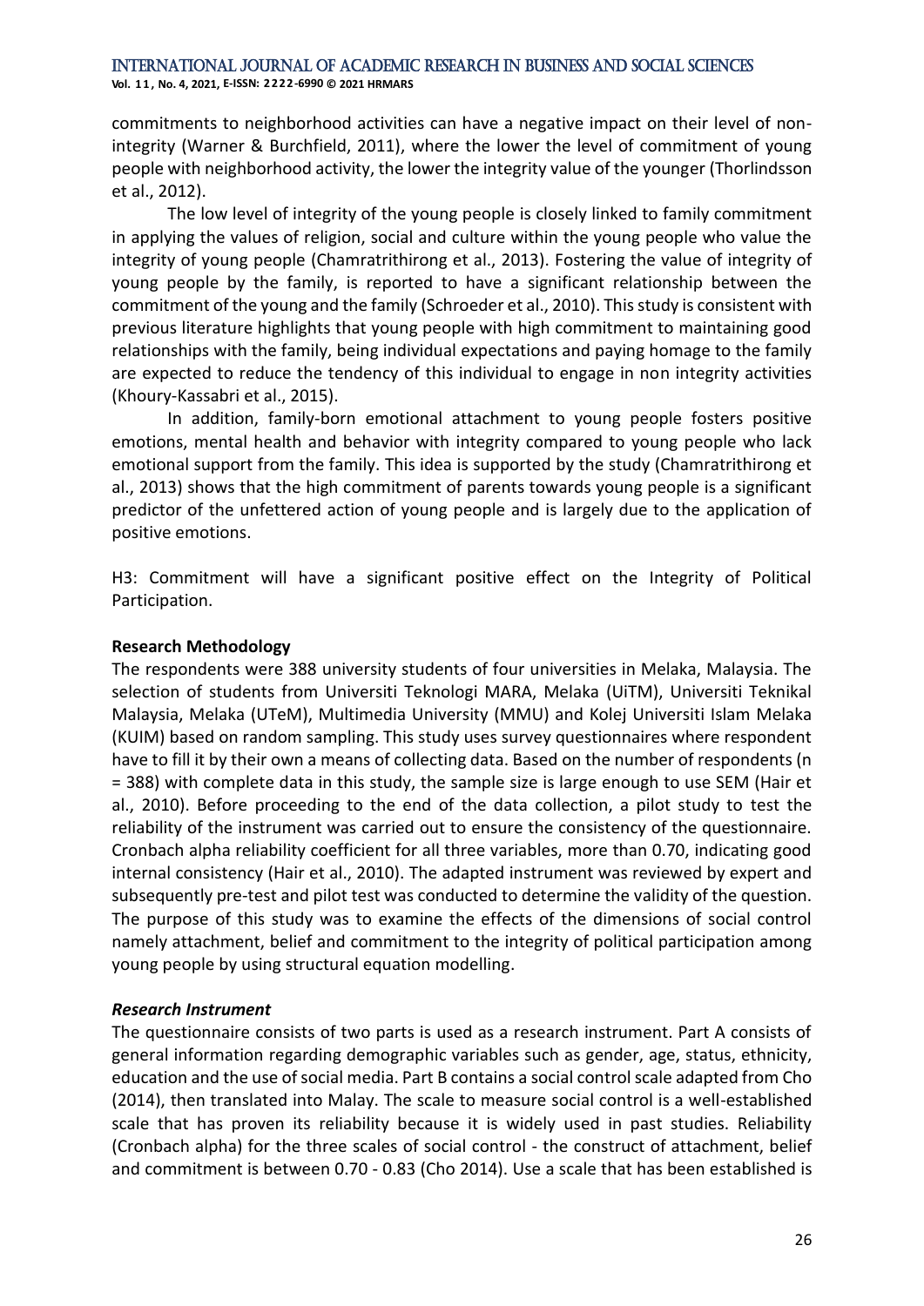commitments to neighborhood activities can have a negative impact on their level of non-integrity (Warner & Burchfield, 2011), where the lower the level of commitment of young people with neighborhood activity, the lower the integrity value of the younger (Thorlindsson et al., 2012).

The low level of integrity of the young people is closely linked to family commitment in applying the values of religion, social and culture within the young people who value the integrity of young people (Chamratrithirong et al., 2013). Fostering the value of integrity of young people by the family, is reported to have a significant relationship between the commitment of the young and the family (Schroeder et al., 2010). This study is consistent with previous literature highlights that young people with high commitment to maintaining good relationships with the family, being individual expectations and paying homage to the family are expected to reduce the tendency of this individual to engage in non integrity activities (Khoury-Kassabri et al., 2015).

In addition, family-born emotional attachment to young people fosters positive emotions, mental health and behavior with integrity compared to young people who lack emotional support from the family. This idea is supported by the study (Chamratrithirong et al., 2013) shows that the high commitment of parents towards young people is a significant predictor of the unfettered action of young people and is largely due to the application of positive emotions.

H3: Commitment will have a significant positive effect on the Integrity of Political Participation.

**Research Methodology**

The respondents were 388 university students of four universities in Melaka, Malaysia. The selection of students from Universiti Teknologi MARA, Melaka (UiTM), Universiti Teknikal Malaysia, Melaka (UTeM), Multimedia University (MMU) and Kolej Universiti Islam Melaka (KUIM) based on random sampling. This study uses survey questionnaires where respondent have to fill it by their own a means of collecting data. Based on the number of respondents (n = 388) with complete data in this study, the sample size is large enough to use SEM (Hair et al., 2010). Before proceeding to the end of the data collection, a pilot study to test the reliability of the instrument was carried out to ensure the consistency of the questionnaire. Cronbach alpha reliability coefficient for all three variables, more than 0.70, indicating good internal consistency (Hair et al., 2010). The adapted instrument was reviewed by expert and subsequently pre-test and pilot test was conducted to determine the validity of the question. The purpose of this study was to examine the effects of the dimensions of social control namely attachment, belief and commitment to the integrity of political participation among young people by using structural equation modelling.

***Research Instrument***

The questionnaire consists of two parts is used as a research instrument. Part A consists of general information regarding demographic variables such as gender, age, status, ethnicity, education and the use of social media. Part B contains a social control scale adapted from Cho (2014), then translated into Malay. The scale to measure social control is a well-established scale that has proven its reliability because it is widely used in past studies. Reliability (Cronbach alpha) for the three scales of social control - the construct of attachment, belief and commitment is between 0.70 - 0.83 (Cho 2014). Use a scale that has been established is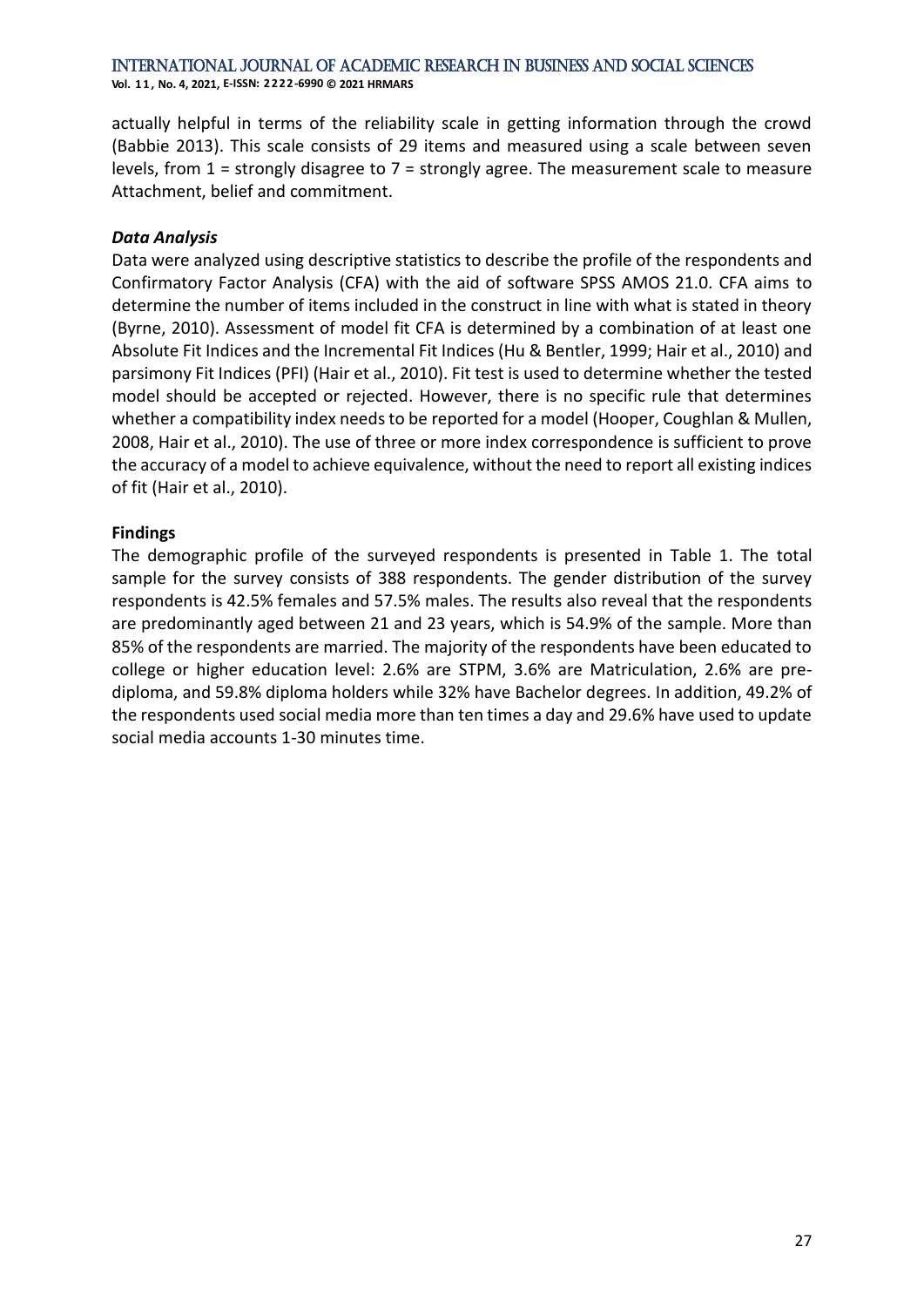actually helpful in terms of the reliability scale in getting information through the crowd (Babbie 2013). This scale consists of 29 items and measured using a scale between seven levels, from 1 = strongly disagree to 7 = strongly agree. The measurement scale to measure Attachment, belief and commitment.

### *Data Analysis*

Data were analyzed using descriptive statistics to describe the profile of the respondents and Confirmatory Factor Analysis (CFA) with the aid of software SPSS AMOS 21.0. CFA aims to determine the number of items included in the construct in line with what is stated in theory (Byrne, 2010). Assessment of model fit CFA is determined by a combination of at least one Absolute Fit Indices and the Incremental Fit Indices (Hu & Bentler, 1999; Hair et al., 2010) and parsimony Fit Indices (PFI) (Hair et al., 2010). Fit test is used to determine whether the tested model should be accepted or rejected. However, there is no specific rule that determines whether a compatibility index needs to be reported for a model (Hooper, Coughlan & Mullen, 2008, Hair et al., 2010). The use of three or more index correspondence is sufficient to prove the accuracy of a model to achieve equivalence, without the need to report all existing indices of fit (Hair et al., 2010).

## **Findings**

The demographic profile of the surveyed respondents is presented in Table 1. The total sample for the survey consists of 388 respondents. The gender distribution of the survey respondents is 42.5% females and 57.5% males. The results also reveal that the respondents are predominantly aged between 21 and 23 years, which is 54.9% of the sample. More than 85% of the respondents are married. The majority of the respondents have been educated to college or higher education level: 2.6% are STPM, 3.6% are Matriculation, 2.6% are pre-diploma, and 59.8% diploma holders while 32% have Bachelor degrees. In addition, 49.2% of the respondents used social media more than ten times a day and 29.6% have used to update social media accounts 1-30 minutes time.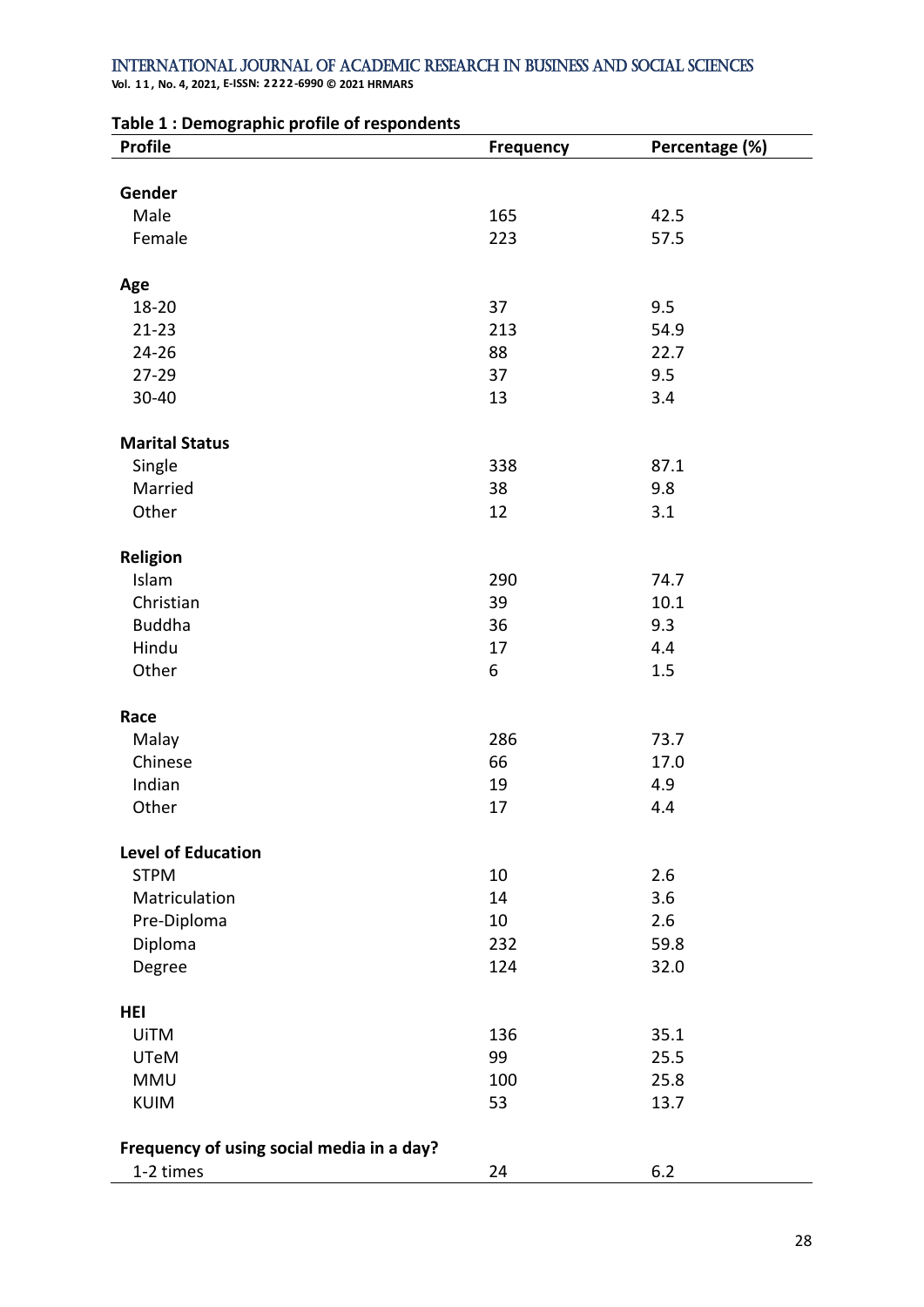**Table 1 : Demographic profile of respondents**

| Profile | Frequency | Percentage (%) |
|---|---|---|
| **Gender** | | |
| Male | 165 | 42.5 |
| Female | 223 | 57.5 |
| **Age** | | |
| 18-20 | 37 | 9.5 |
| 21-23 | 213 | 54.9 |
| 24-26 | 88 | 22.7 |
| 27-29 | 37 | 9.5 |
| 30-40 | 13 | 3.4 |
| **Marital Status** | | |
| Single | 338 | 87.1 |
| Married | 38 | 9.8 |
| Other | 12 | 3.1 |
| **Religion** | | |
| Islam | 290 | 74.7 |
| Christian | 39 | 10.1 |
| Buddha | 36 | 9.3 |
| Hindu | 17 | 4.4 |
| Other | 6 | 1.5 |
| **Race** | | |
| Malay | 286 | 73.7 |
| Chinese | 66 | 17.0 |
| Indian | 19 | 4.9 |
| Other | 17 | 4.4 |
| **Level of Education** | | |
| STPM | 10 | 2.6 |
| Matriculation | 14 | 3.6 |
| Pre-Diploma | 10 | 2.6 |
| Diploma | 232 | 59.8 |
| Degree | 124 | 32.0 |
| **HEI** | | |
| UiTM | 136 | 35.1 |
| UTeM | 99 | 25.5 |
| MMU | 100 | 25.8 |
| KUIM | 53 | 13.7 |
| **Frequency of using social media in a day?** | | |
| 1-2 times | 24 | 6.2 |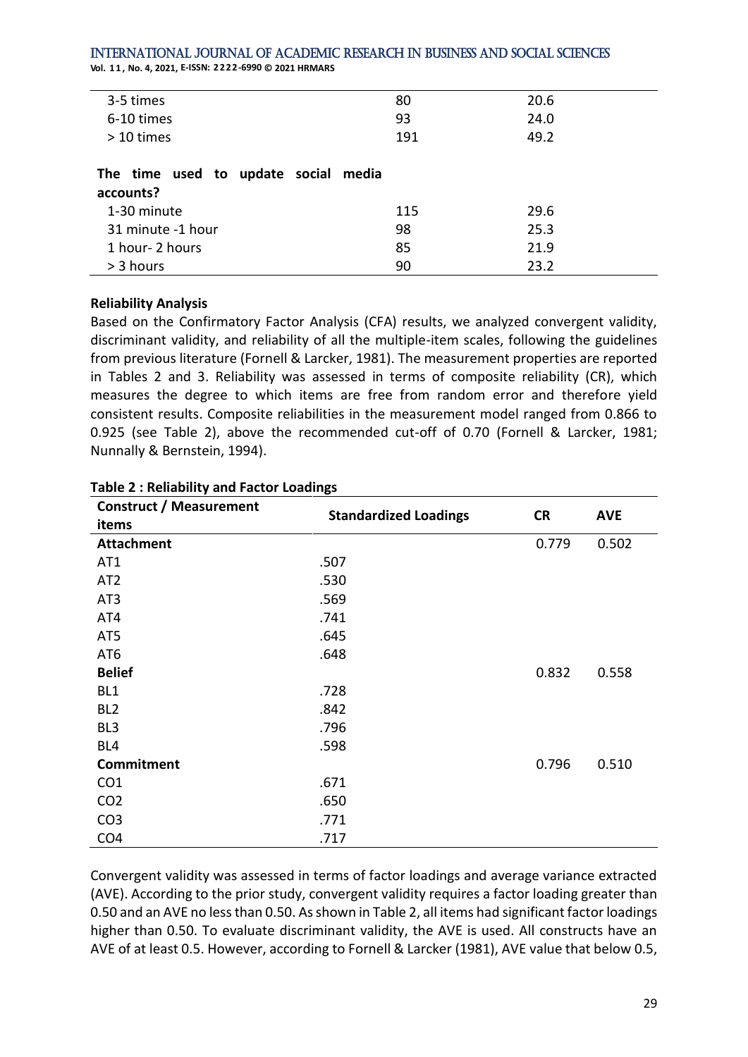| | | |
|---|---|---|
| 3-5 times | 80 | 20.6 |
| 6-10 times | 93 | 24.0 |
| > 10 times | 191 | 49.2 |
| **The time used to update social media accounts?** | | |
| 1-30 minute | 115 | 29.6 |
| 31 minute -1 hour | 98 | 25.3 |
| 1 hour- 2 hours | 85 | 21.9 |
| > 3 hours | 90 | 23.2 |

**Reliability Analysis**

Based on the Confirmatory Factor Analysis (CFA) results, we analyzed convergent validity, discriminant validity, and reliability of all the multiple-item scales, following the guidelines from previous literature (Fornell & Larcker, 1981). The measurement properties are reported in Tables 2 and 3. Reliability was assessed in terms of composite reliability (CR), which measures the degree to which items are free from random error and therefore yield consistent results. Composite reliabilities in the measurement model ranged from 0.866 to 0.925 (see Table 2), above the recommended cut-off of 0.70 (Fornell & Larcker, 1981; Nunnally & Bernstein, 1994).

**Table 2 : Reliability and Factor Loadings**

| Construct / Measurement items | Standardized Loadings | CR | AVE |
|---|---|---|---|
| **Attachment** | | 0.779 | 0.502 |
| AT1 | .507 | | |
| AT2 | .530 | | |
| AT3 | .569 | | |
| AT4 | .741 | | |
| AT5 | .645 | | |
| AT6 | .648 | | |
| **Belief** | | 0.832 | 0.558 |
| BL1 | .728 | | |
| BL2 | .842 | | |
| BL3 | .796 | | |
| BL4 | .598 | | |
| **Commitment** | | 0.796 | 0.510 |
| CO1 | .671 | | |
| CO2 | .650 | | |
| CO3 | .771 | | |
| CO4 | .717 | | |

Convergent validity was assessed in terms of factor loadings and average variance extracted (AVE). According to the prior study, convergent validity requires a factor loading greater than 0.50 and an AVE no less than 0.50. As shown in Table 2, all items had significant factor loadings higher than 0.50. To evaluate discriminant validity, the AVE is used. All constructs have an AVE of at least 0.5. However, according to Fornell & Larcker (1981), AVE value that below 0.5,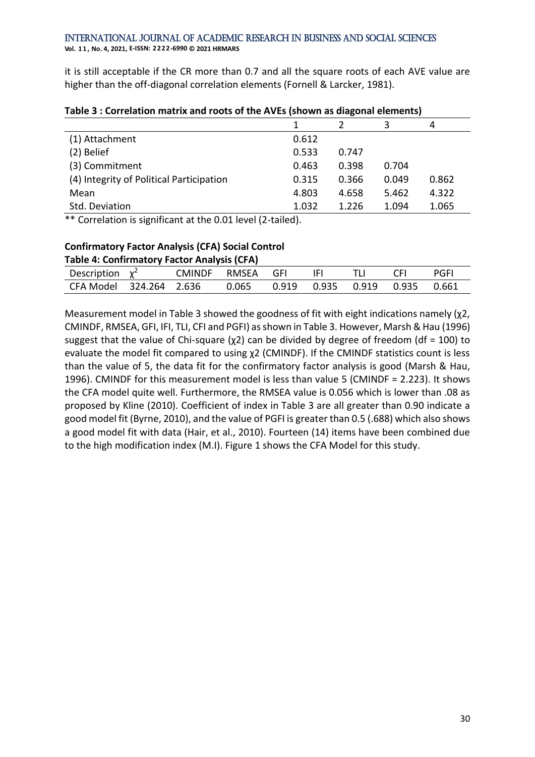it is still acceptable if the CR more than 0.7 and all the square roots of each AVE value are higher than the off-diagonal correlation elements (Fornell & Larcker, 1981).

**Table 3 : Correlation matrix and roots of the AVEs (shown as diagonal elements)**

| | 1 | 2 | 3 | 4 |
|---|---|---|---|---|
| (1) Attachment | 0.612 | | | |
| (2) Belief | 0.533 | 0.747 | | |
| (3) Commitment | 0.463 | 0.398 | 0.704 | |
| (4) Integrity of Political Participation | 0.315 | 0.366 | 0.049 | 0.862 |
| Mean | 4.803 | 4.658 | 5.462 | 4.322 |
| Std. Deviation | 1.032 | 1.226 | 1.094 | 1.065 |

** Correlation is significant at the 0.01 level (2-tailed).

**Confirmatory Factor Analysis (CFA) Social Control**

**Table 4: Confirmatory Factor Analysis (CFA)**

| Description | $\chi^2$ | CMINDF | RMSEA | GFI | IFI | TLI | CFI | PGFI |
|---|---|---|---|---|---|---|---|---|
| CFA Model | 324.264 | 2.636 | 0.065 | 0.919 | 0.935 | 0.919 | 0.935 | 0.661 |

Measurement model in Table 3 showed the goodness of fit with eight indications namely ($\chi 2$, CMINDF, RMSEA, GFI, IFI, TLI, CFI and PGFI) as shown in Table 3. However, Marsh & Hau (1996) suggest that the value of Chi-square ($\chi 2$) can be divided by degree of freedom (df = 100) to evaluate the model fit compared to using $\chi 2$ (CMINDF). If the CMINDF statistics count is less than the value of 5, the data fit for the confirmatory factor analysis is good (Marsh & Hau, 1996). CMINDF for this measurement model is less than value 5 (CMINDF = 2.223). It shows the CFA model quite well. Furthermore, the RMSEA value is 0.056 which is lower than .08 as proposed by Kline (2010). Coefficient of index in Table 3 are all greater than 0.90 indicate a good model fit (Byrne, 2010), and the value of PGFI is greater than 0.5 (.688) which also shows a good model fit with data (Hair, et al., 2010). Fourteen (14) items have been combined due to the high modification index (M.I). Figure 1 shows the CFA Model for this study.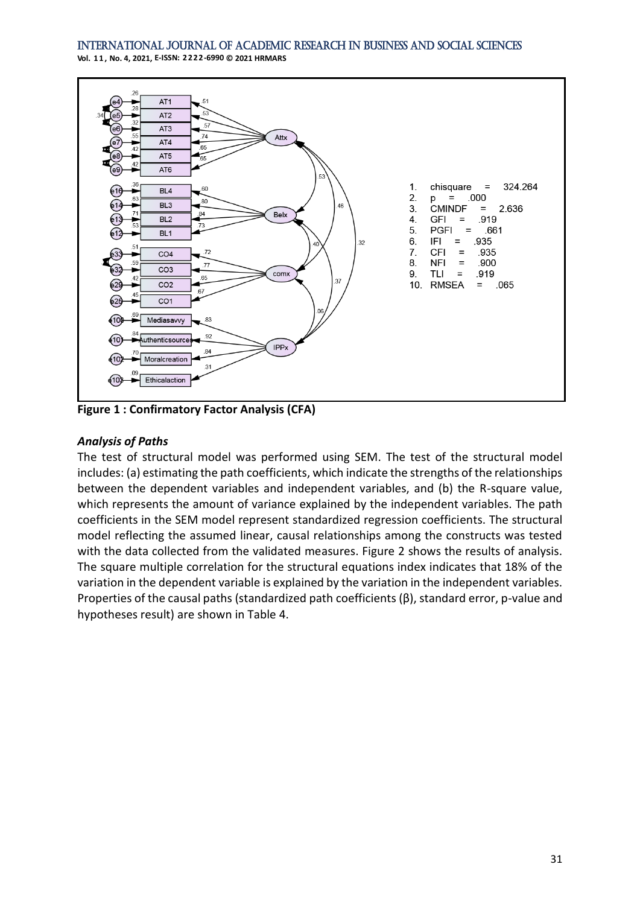**Figure 1 : Confirmatory Factor Analysis (CFA)**

### *Analysis of Paths*

The test of structural model was performed using SEM. The test of the structural model includes: (a) estimating the path coefficients, which indicate the strengths of the relationships between the dependent variables and independent variables, and (b) the R-square value, which represents the amount of variance explained by the independent variables. The path coefficients in the SEM model represent standardized regression coefficients. The structural model reflecting the assumed linear, causal relationships among the constructs was tested with the data collected from the validated measures. Figure 2 shows the results of analysis. The square multiple correlation for the structural equations index indicates that 18% of the variation in the dependent variable is explained by the variation in the independent variables. Properties of the causal paths (standardized path coefficients (β), standard error, p-value and hypotheses result) are shown in Table 4.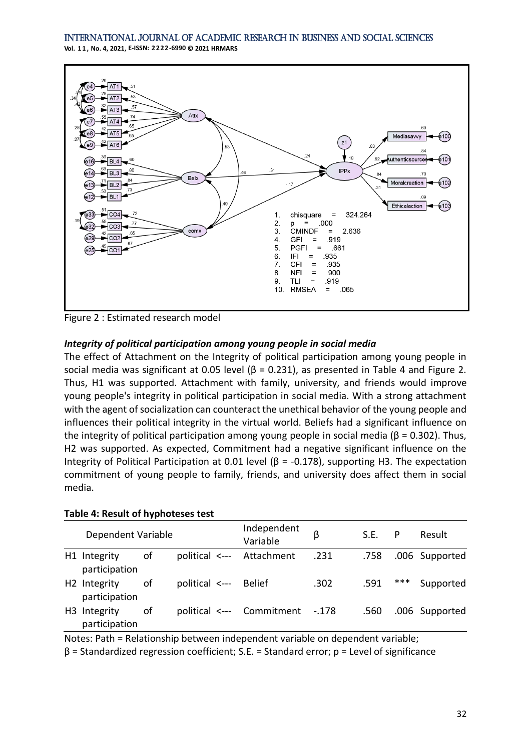Figure 2 : Estimated research model

### *Integrity of political participation among young people in social media*

The effect of Attachment on the Integrity of political participation among young people in social media was significant at 0.05 level (β = 0.231), as presented in Table 4 and Figure 2. Thus, H1 was supported. Attachment with family, university, and friends would improve young people's integrity in political participation in social media. With a strong attachment with the agent of socialization can counteract the unethical behavior of the young people and influences their political integrity in the virtual world. Beliefs had a significant influence on the integrity of political participation among young people in social media (β = 0.302). Thus, H2 was supported. As expected, Commitment had a negative significant influence on the Integrity of Political Participation at 0.01 level (β = -0.178), supporting H3. The expectation commitment of young people to family, friends, and university does affect them in social media.

**Table 4: Result of hyphoteses test**

| Dependent Variable | | Independent Variable | β | S.E. | P | Result |
|---|---|---|---|---|---|---|
| H1 Integrity of political participation | <--- | Attachment | .231 | .758 | .006 | Supported |
| H2 Integrity of political participation | <--- | Belief | .302 | .591 | *** | Supported |
| H3 Integrity of political participation | <--- | Commitment | -.178 | .560 | .006 | Supported |

Notes: Path = Relationship between independent variable on dependent variable;
β = Standardized regression coefficient; S.E. = Standard error; p = Level of significance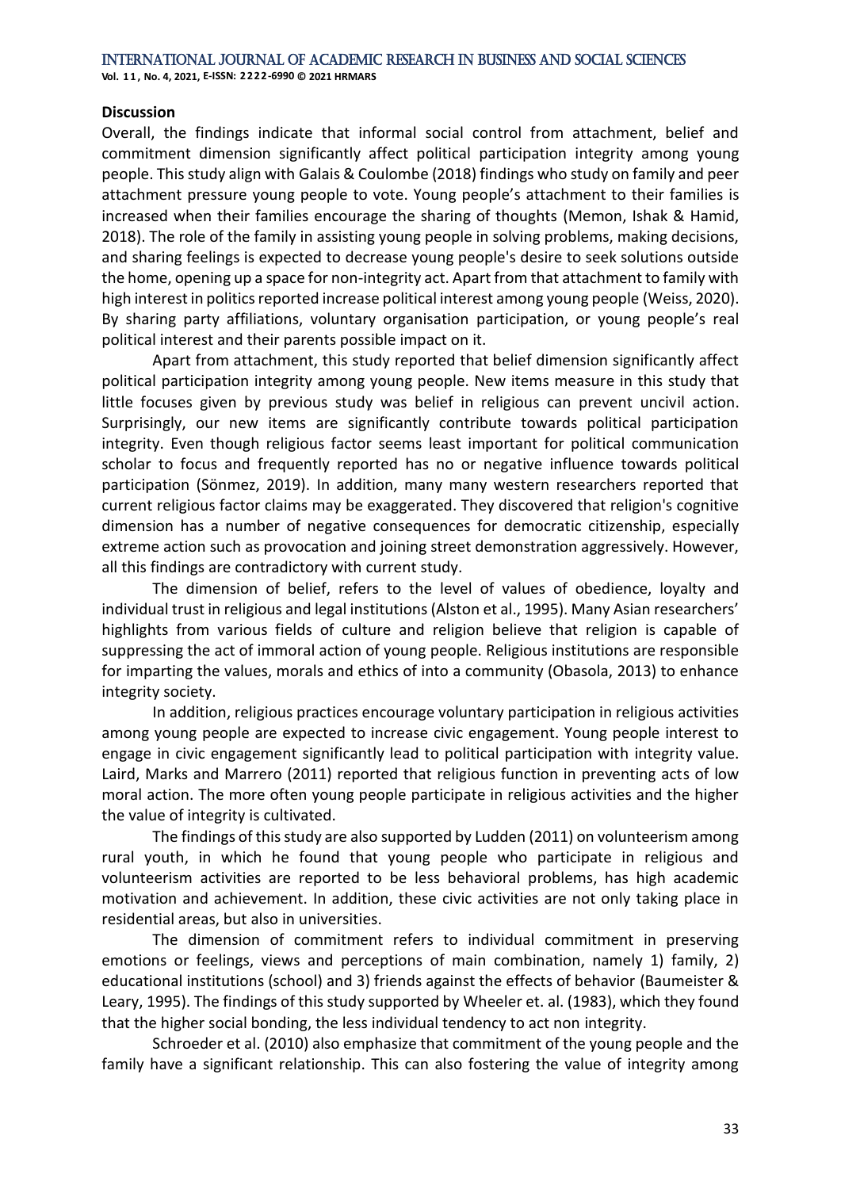**Discussion**

Overall, the findings indicate that informal social control from attachment, belief and commitment dimension significantly affect political participation integrity among young people. This study align with Galais & Coulombe (2018) findings who study on family and peer attachment pressure young people to vote. Young people's attachment to their families is increased when their families encourage the sharing of thoughts (Memon, Ishak & Hamid, 2018). The role of the family in assisting young people in solving problems, making decisions, and sharing feelings is expected to decrease young people's desire to seek solutions outside the home, opening up a space for non-integrity act. Apart from that attachment to family with high interest in politics reported increase political interest among young people (Weiss, 2020). By sharing party affiliations, voluntary organisation participation, or young people's real political interest and their parents possible impact on it.

Apart from attachment, this study reported that belief dimension significantly affect political participation integrity among young people. New items measure in this study that little focuses given by previous study was belief in religious can prevent uncivil action. Surprisingly, our new items are significantly contribute towards political participation integrity. Even though religious factor seems least important for political communication scholar to focus and frequently reported has no or negative influence towards political participation (Sönmez, 2019). In addition, many many western researchers reported that current religious factor claims may be exaggerated. They discovered that religion's cognitive dimension has a number of negative consequences for democratic citizenship, especially extreme action such as provocation and joining street demonstration aggressively. However, all this findings are contradictory with current study.

The dimension of belief, refers to the level of values of obedience, loyalty and individual trust in religious and legal institutions (Alston et al., 1995). Many Asian researchers' highlights from various fields of culture and religion believe that religion is capable of suppressing the act of immoral action of young people. Religious institutions are responsible for imparting the values, morals and ethics of into a community (Obasola, 2013) to enhance integrity society.

In addition, religious practices encourage voluntary participation in religious activities among young people are expected to increase civic engagement. Young people interest to engage in civic engagement significantly lead to political participation with integrity value. Laird, Marks and Marrero (2011) reported that religious function in preventing acts of low moral action. The more often young people participate in religious activities and the higher the value of integrity is cultivated.

The findings of this study are also supported by Ludden (2011) on volunteerism among rural youth, in which he found that young people who participate in religious and volunteerism activities are reported to be less behavioral problems, has high academic motivation and achievement. In addition, these civic activities are not only taking place in residential areas, but also in universities.

The dimension of commitment refers to individual commitment in preserving emotions or feelings, views and perceptions of main combination, namely 1) family, 2) educational institutions (school) and 3) friends against the effects of behavior (Baumeister & Leary, 1995). The findings of this study supported by Wheeler et. al. (1983), which they found that the higher social bonding, the less individual tendency to act non integrity.

Schroeder et al. (2010) also emphasize that commitment of the young people and the family have a significant relationship. This can also fostering the value of integrity among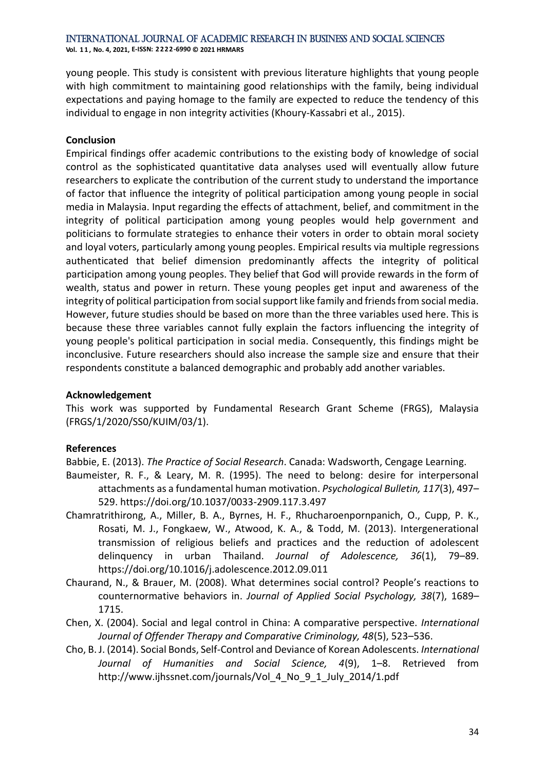young people. This study is consistent with previous literature highlights that young people with high commitment to maintaining good relationships with the family, being individual expectations and paying homage to the family are expected to reduce the tendency of this individual to engage in non integrity activities (Khoury-Kassabri et al., 2015).

**Conclusion**

Empirical findings offer academic contributions to the existing body of knowledge of social control as the sophisticated quantitative data analyses used will eventually allow future researchers to explicate the contribution of the current study to understand the importance of factor that influence the integrity of political participation among young people in social media in Malaysia. Input regarding the effects of attachment, belief, and commitment in the integrity of political participation among young peoples would help government and politicians to formulate strategies to enhance their voters in order to obtain moral society and loyal voters, particularly among young peoples. Empirical results via multiple regressions authenticated that belief dimension predominantly affects the integrity of political participation among young peoples. They belief that God will provide rewards in the form of wealth, status and power in return. These young peoples get input and awareness of the integrity of political participation from social support like family and friends from social media. However, future studies should be based on more than the three variables used here. This is because these three variables cannot fully explain the factors influencing the integrity of young people's political participation in social media. Consequently, this findings might be inconclusive. Future researchers should also increase the sample size and ensure that their respondents constitute a balanced demographic and probably add another variables.

**Acknowledgement**

This work was supported by Fundamental Research Grant Scheme (FRGS), Malaysia (FRGS/1/2020/SS0/KUIM/03/1).

**References**

Babbie, E. (2013). *The Practice of Social Research*. Canada: Wadsworth, Cengage Learning.

Baumeister, R. F., & Leary, M. R. (1995). The need to belong: desire for interpersonal attachments as a fundamental human motivation. *Psychological Bulletin, 117*(3), 497–529. https://doi.org/10.1037/0033-2909.117.3.497

Chamratrithirong, A., Miller, B. A., Byrnes, H. F., Rhucharoenpornpanich, O., Cupp, P. K., Rosati, M. J., Fongkaew, W., Atwood, K. A., & Todd, M. (2013). Intergenerational transmission of religious beliefs and practices and the reduction of adolescent delinquency in urban Thailand. *Journal of Adolescence, 36*(1), 79–89. https://doi.org/10.1016/j.adolescence.2012.09.011

Chaurand, N., & Brauer, M. (2008). What determines social control? People's reactions to counternormative behaviors in. *Journal of Applied Social Psychology, 38*(7), 1689–1715.

Chen, X. (2004). Social and legal control in China: A comparative perspective. *International Journal of Offender Therapy and Comparative Criminology, 48*(5), 523–536.

Cho, B. J. (2014). Social Bonds, Self-Control and Deviance of Korean Adolescents. *International Journal of Humanities and Social Science, 4*(9), 1–8. Retrieved from http://www.ijhssnet.com/journals/Vol_4_No_9_1_July_2014/1.pdf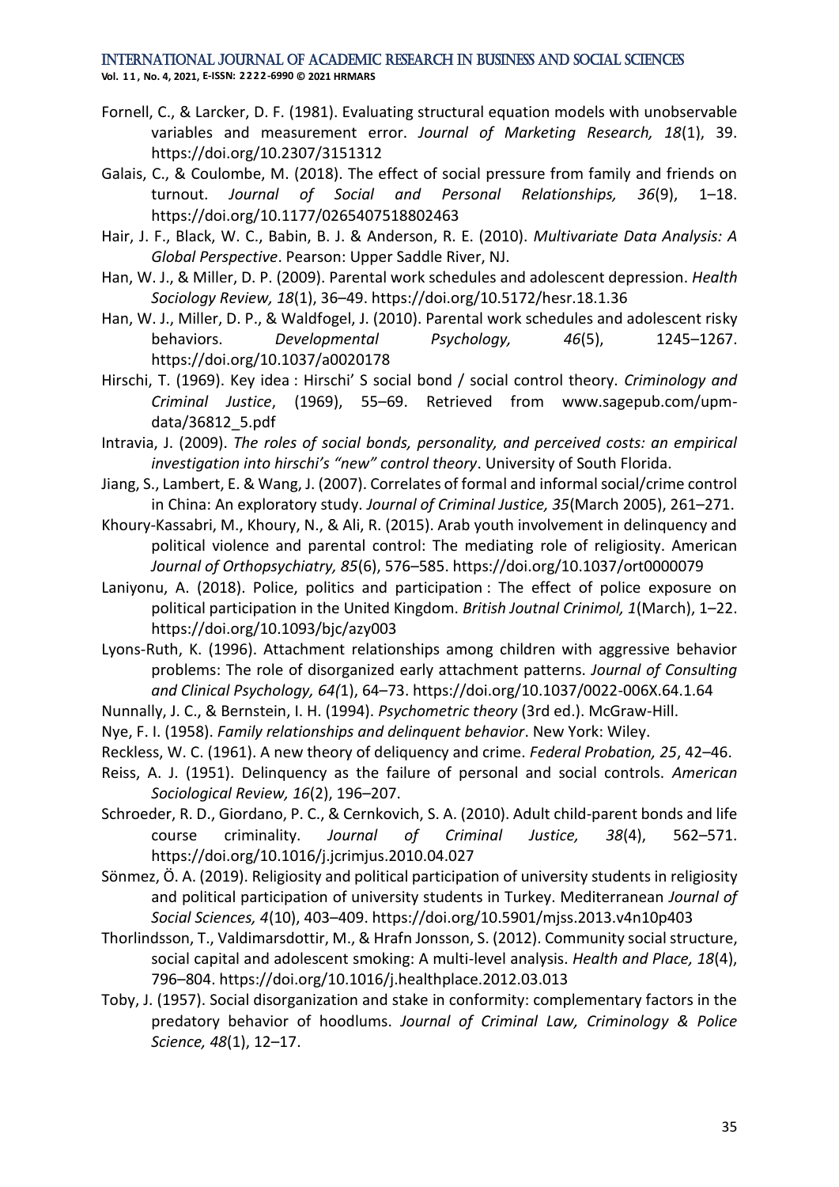Fornell, C., & Larcker, D. F. (1981). Evaluating structural equation models with unobservable variables and measurement error. *Journal of Marketing Research, 18*(1), 39. https://doi.org/10.2307/3151312

Galais, C., & Coulombe, M. (2018). The effect of social pressure from family and friends on turnout. *Journal of Social and Personal Relationships, 36*(9), 1–18. https://doi.org/10.1177/0265407518802463

Hair, J. F., Black, W. C., Babin, B. J. & Anderson, R. E. (2010). *Multivariate Data Analysis: A Global Perspective*. Pearson: Upper Saddle River, NJ.

Han, W. J., & Miller, D. P. (2009). Parental work schedules and adolescent depression. *Health Sociology Review, 18*(1), 36–49. https://doi.org/10.5172/hesr.18.1.36

Han, W. J., Miller, D. P., & Waldfogel, J. (2010). Parental work schedules and adolescent risky behaviors. *Developmental Psychology, 46*(5), 1245–1267. https://doi.org/10.1037/a0020178

Hirschi, T. (1969). Key idea : Hirschi' S social bond / social control theory. *Criminology and Criminal Justice*, (1969), 55–69. Retrieved from www.sagepub.com/upm-data/36812_5.pdf

Intravia, J. (2009). *The roles of social bonds, personality, and perceived costs: an empirical investigation into hirschi's "new" control theory*. University of South Florida.

Jiang, S., Lambert, E. & Wang, J. (2007). Correlates of formal and informal social/crime control in China: An exploratory study. *Journal of Criminal Justice, 35*(March 2005), 261–271.

Khoury-Kassabri, M., Khoury, N., & Ali, R. (2015). Arab youth involvement in delinquency and political violence and parental control: The mediating role of religiosity. American *Journal of Orthopsychiatry, 85*(6), 576–585. https://doi.org/10.1037/ort0000079

Laniyonu, A. (2018). Police, politics and participation : The effect of police exposure on political participation in the United Kingdom. *British Joutnal Crinimol, 1*(March), 1–22. https://doi.org/10.1093/bjc/azy003

Lyons-Ruth, K. (1996). Attachment relationships among children with aggressive behavior problems: The role of disorganized early attachment patterns. *Journal of Consulting and Clinical Psychology, 64(*1), 64–73. https://doi.org/10.1037/0022-006X.64.1.64

Nunnally, J. C., & Bernstein, I. H. (1994). *Psychometric theory* (3rd ed.). McGraw-Hill.

Nye, F. I. (1958). *Family relationships and delinquent behavior*. New York: Wiley.

Reckless, W. C. (1961). A new theory of deliquency and crime. *Federal Probation, 25*, 42–46.

Reiss, A. J. (1951). Delinquency as the failure of personal and social controls. *American Sociological Review, 16*(2), 196–207.

Schroeder, R. D., Giordano, P. C., & Cernkovich, S. A. (2010). Adult child-parent bonds and life course criminality. *Journal of Criminal Justice, 38*(4), 562–571. https://doi.org/10.1016/j.jcrimjus.2010.04.027

Sönmez, Ö. A. (2019). Religiosity and political participation of university students in religiosity and political participation of university students in Turkey. Mediterranean *Journal of Social Sciences, 4*(10), 403–409. https://doi.org/10.5901/mjss.2013.v4n10p403

Thorlindsson, T., Valdimarsdottir, M., & Hrafn Jonsson, S. (2012). Community social structure, social capital and adolescent smoking: A multi-level analysis. *Health and Place, 18*(4), 796–804. https://doi.org/10.1016/j.healthplace.2012.03.013

Toby, J. (1957). Social disorganization and stake in conformity: complementary factors in the predatory behavior of hoodlums. *Journal of Criminal Law, Criminology & Police Science, 48*(1), 12–17.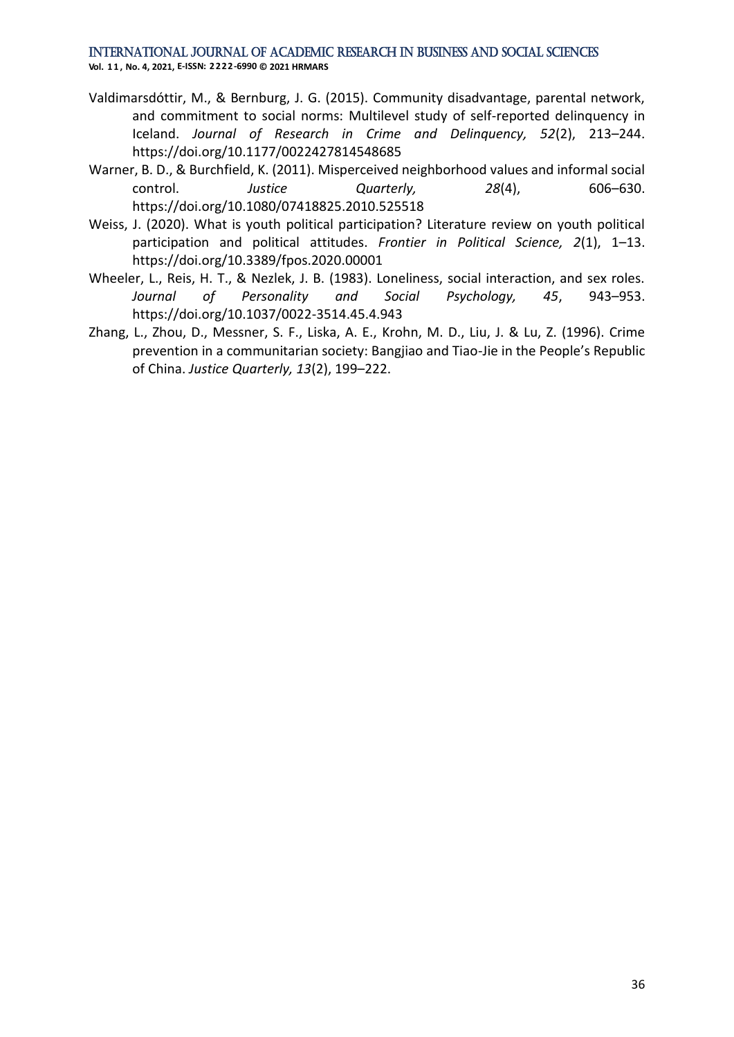Valdimarsdóttir, M., & Bernburg, J. G. (2015). Community disadvantage, parental network, and commitment to social norms: Multilevel study of self-reported delinquency in Iceland. *Journal of Research in Crime and Delinquency, 52*(2), 213–244. https://doi.org/10.1177/0022427814548685

Warner, B. D., & Burchfield, K. (2011). Misperceived neighborhood values and informal social control. *Justice Quarterly, 28*(4), 606–630. https://doi.org/10.1080/07418825.2010.525518

Weiss, J. (2020). What is youth political participation? Literature review on youth political participation and political attitudes. *Frontier in Political Science, 2*(1), 1–13. https://doi.org/10.3389/fpos.2020.00001

Wheeler, L., Reis, H. T., & Nezlek, J. B. (1983). Loneliness, social interaction, and sex roles. *Journal of Personality and Social Psychology, 45*, 943–953. https://doi.org/10.1037/0022-3514.45.4.943

Zhang, L., Zhou, D., Messner, S. F., Liska, A. E., Krohn, M. D., Liu, J. & Lu, Z. (1996). Crime prevention in a communitarian society: Bangjiao and Tiao-Jie in the People's Republic of China. *Justice Quarterly, 13*(2), 199–222.